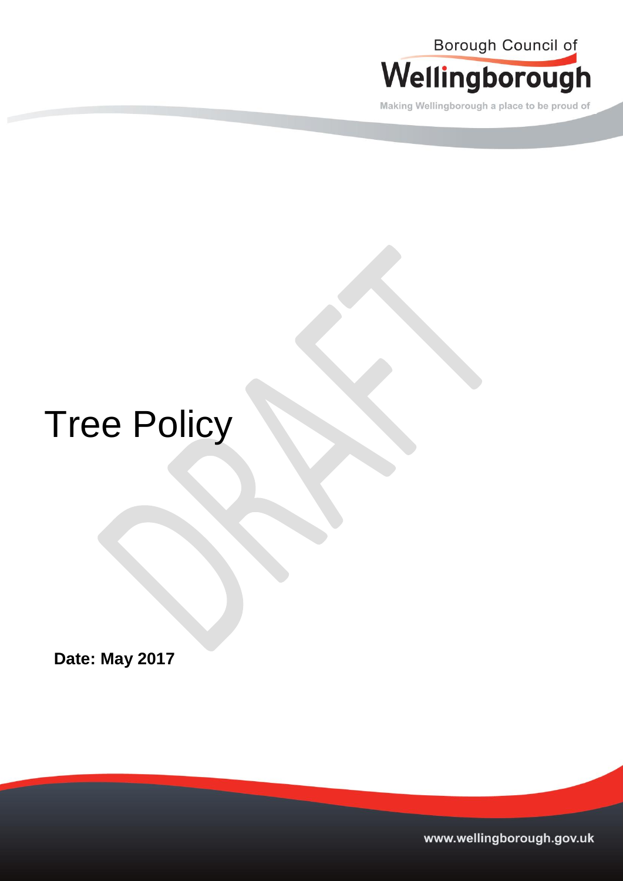Borough Council of

# Wellingborough

Making Wellingborough a place to be proud of

DRAFT

# Tree Policy

**Date: May 2017**

www.wellingborough.gov.uk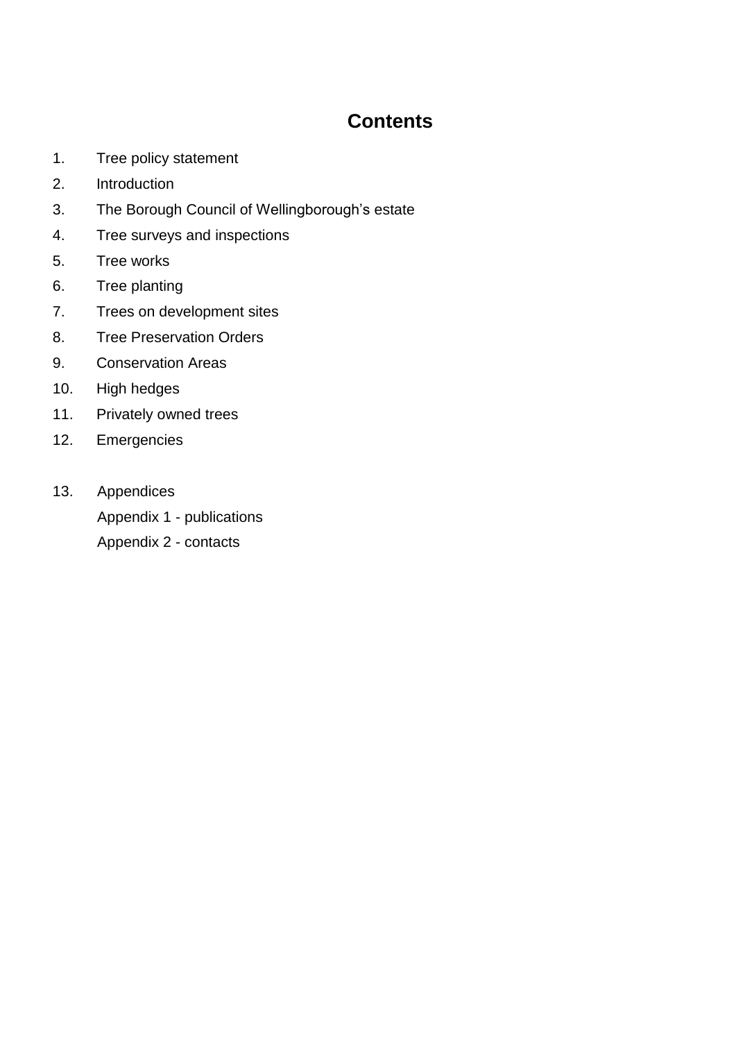# Contents

1. Tree policy statement
2. Introduction
3. The Borough Council of Wellingborough's estate
4. Tree surveys and inspections
5. Tree works
6. Tree planting
7. Trees on development sites
8. Tree Preservation Orders
9. Conservation Areas
10. High hedges
11. Privately owned trees
12. Emergencies
13. Appendices
    - Appendix 1 - publications
    - Appendix 2 - contacts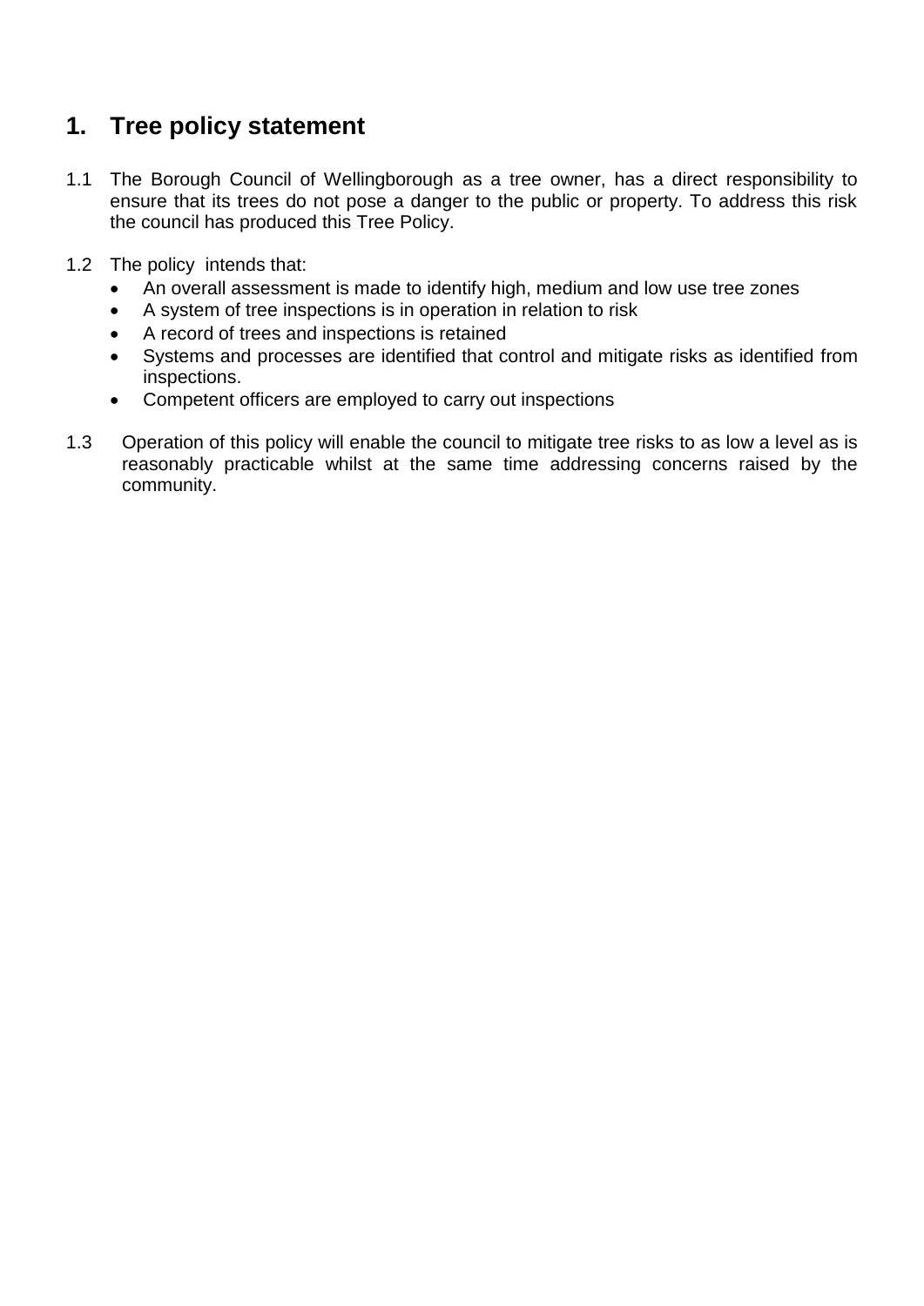# 1. Tree policy statement

1.1 The Borough Council of Wellingborough as a tree owner, has a direct responsibility to ensure that its trees do not pose a danger to the public or property. To address this risk the council has produced this Tree Policy.

1.2 The policy intends that:

- An overall assessment is made to identify high, medium and low use tree zones
- A system of tree inspections is in operation in relation to risk
- A record of trees and inspections is retained
- Systems and processes are identified that control and mitigate risks as identified from inspections.
- Competent officers are employed to carry out inspections

1.3 Operation of this policy will enable the council to mitigate tree risks to as low a level as is reasonably practicable whilst at the same time addressing concerns raised by the community.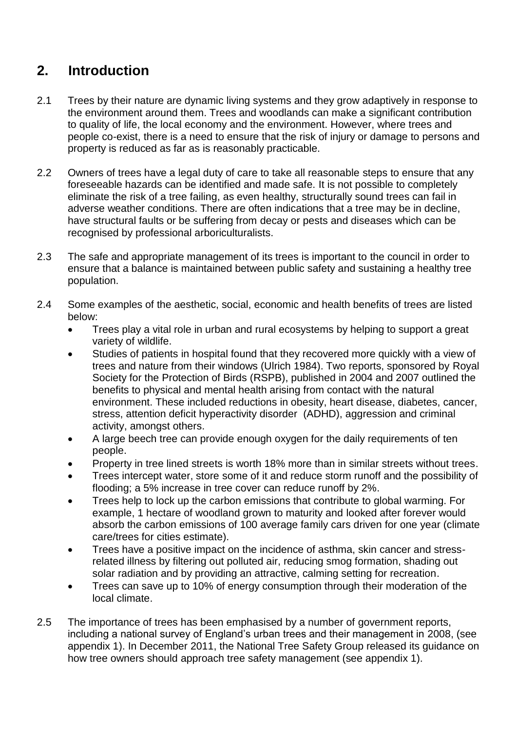## 2. Introduction

2.1 Trees by their nature are dynamic living systems and they grow adaptively in response to the environment around them. Trees and woodlands can make a significant contribution to quality of life, the local economy and the environment. However, where trees and people co-exist, there is a need to ensure that the risk of injury or damage to persons and property is reduced as far as is reasonably practicable.

2.2 Owners of trees have a legal duty of care to take all reasonable steps to ensure that any foreseeable hazards can be identified and made safe. It is not possible to completely eliminate the risk of a tree failing, as even healthy, structurally sound trees can fail in adverse weather conditions. There are often indications that a tree may be in decline, have structural faults or be suffering from decay or pests and diseases which can be recognised by professional arboriculturalists.

2.3 The safe and appropriate management of its trees is important to the council in order to ensure that a balance is maintained between public safety and sustaining a healthy tree population.

2.4 Some examples of the aesthetic, social, economic and health benefits of trees are listed below:

- Trees play a vital role in urban and rural ecosystems by helping to support a great variety of wildlife.
- Studies of patients in hospital found that they recovered more quickly with a view of trees and nature from their windows (Ulrich 1984). Two reports, sponsored by Royal Society for the Protection of Birds (RSPB), published in 2004 and 2007 outlined the benefits to physical and mental health arising from contact with the natural environment. These included reductions in obesity, heart disease, diabetes, cancer, stress, attention deficit hyperactivity disorder (ADHD), aggression and criminal activity, amongst others.
- A large beech tree can provide enough oxygen for the daily requirements of ten people.
- Property in tree lined streets is worth 18% more than in similar streets without trees.
- Trees intercept water, store some of it and reduce storm runoff and the possibility of flooding; a 5% increase in tree cover can reduce runoff by 2%.
- Trees help to lock up the carbon emissions that contribute to global warming. For example, 1 hectare of woodland grown to maturity and looked after forever would absorb the carbon emissions of 100 average family cars driven for one year (climate care/trees for cities estimate).
- Trees have a positive impact on the incidence of asthma, skin cancer and stress-related illness by filtering out polluted air, reducing smog formation, shading out solar radiation and by providing an attractive, calming setting for recreation.
- Trees can save up to 10% of energy consumption through their moderation of the local climate.

2.5 The importance of trees has been emphasised by a number of government reports, including a national survey of England's urban trees and their management in 2008, (see appendix 1). In December 2011, the National Tree Safety Group released its guidance on how tree owners should approach tree safety management (see appendix 1).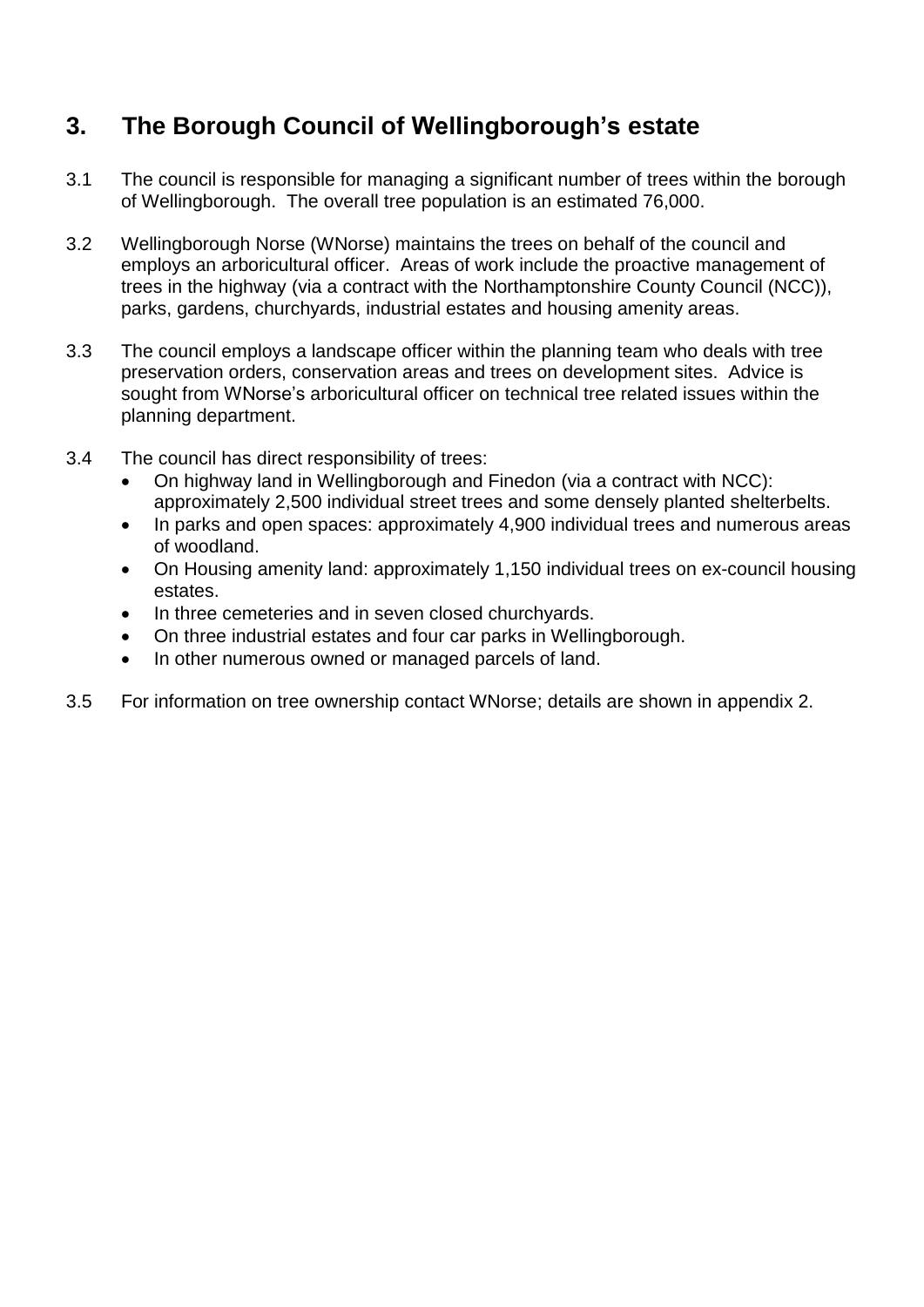## 3. The Borough Council of Wellingborough's estate

3.1 The council is responsible for managing a significant number of trees within the borough of Wellingborough. The overall tree population is an estimated 76,000.

3.2 Wellingborough Norse (WNorse) maintains the trees on behalf of the council and employs an arboricultural officer. Areas of work include the proactive management of trees in the highway (via a contract with the Northamptonshire County Council (NCC)), parks, gardens, churchyards, industrial estates and housing amenity areas.

3.3 The council employs a landscape officer within the planning team who deals with tree preservation orders, conservation areas and trees on development sites. Advice is sought from WNorse's arboricultural officer on technical tree related issues within the planning department.

3.4 The council has direct responsibility of trees:

- On highway land in Wellingborough and Finedon (via a contract with NCC): approximately 2,500 individual street trees and some densely planted shelterbelts.
- In parks and open spaces: approximately 4,900 individual trees and numerous areas of woodland.
- On Housing amenity land: approximately 1,150 individual trees on ex-council housing estates.
- In three cemeteries and in seven closed churchyards.
- On three industrial estates and four car parks in Wellingborough.
- In other numerous owned or managed parcels of land.

3.5 For information on tree ownership contact WNorse; details are shown in appendix 2.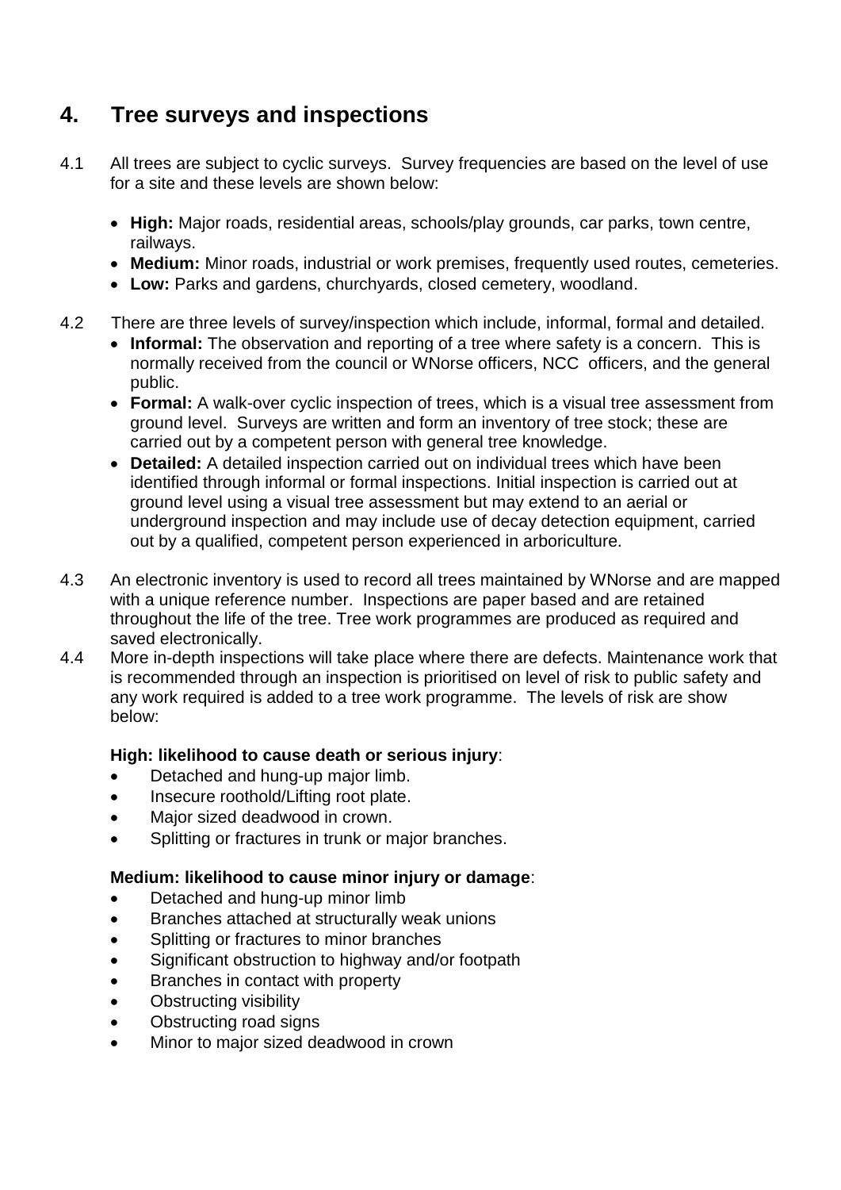## 4. Tree surveys and inspections

4.1 All trees are subject to cyclic surveys. Survey frequencies are based on the level of use for a site and these levels are shown below:

- **High:** Major roads, residential areas, schools/play grounds, car parks, town centre, railways.
- **Medium:** Minor roads, industrial or work premises, frequently used routes, cemeteries.
- **Low:** Parks and gardens, churchyards, closed cemetery, woodland.

4.2 There are three levels of survey/inspection which include, informal, formal and detailed.

- **Informal:** The observation and reporting of a tree where safety is a concern. This is normally received from the council or WNorse officers, NCC officers, and the general public.
- **Formal:** A walk-over cyclic inspection of trees, which is a visual tree assessment from ground level. Surveys are written and form an inventory of tree stock; these are carried out by a competent person with general tree knowledge.
- **Detailed:** A detailed inspection carried out on individual trees which have been identified through informal or formal inspections. Initial inspection is carried out at ground level using a visual tree assessment but may extend to an aerial or underground inspection and may include use of decay detection equipment, carried out by a qualified, competent person experienced in arboriculture.

4.3 An electronic inventory is used to record all trees maintained by WNorse and are mapped with a unique reference number. Inspections are paper based and are retained throughout the life of the tree. Tree work programmes are produced as required and saved electronically.

4.4 More in-depth inspections will take place where there are defects. Maintenance work that is recommended through an inspection is prioritised on level of risk to public safety and any work required is added to a tree work programme. The levels of risk are show below:

**High: likelihood to cause death or serious injury**:

- Detached and hung-up major limb.
- Insecure roothold/Lifting root plate.
- Major sized deadwood in crown.
- Splitting or fractures in trunk or major branches.

**Medium: likelihood to cause minor injury or damage**:

- Detached and hung-up minor limb
- Branches attached at structurally weak unions
- Splitting or fractures to minor branches
- Significant obstruction to highway and/or footpath
- Branches in contact with property
- Obstructing visibility
- Obstructing road signs
- Minor to major sized deadwood in crown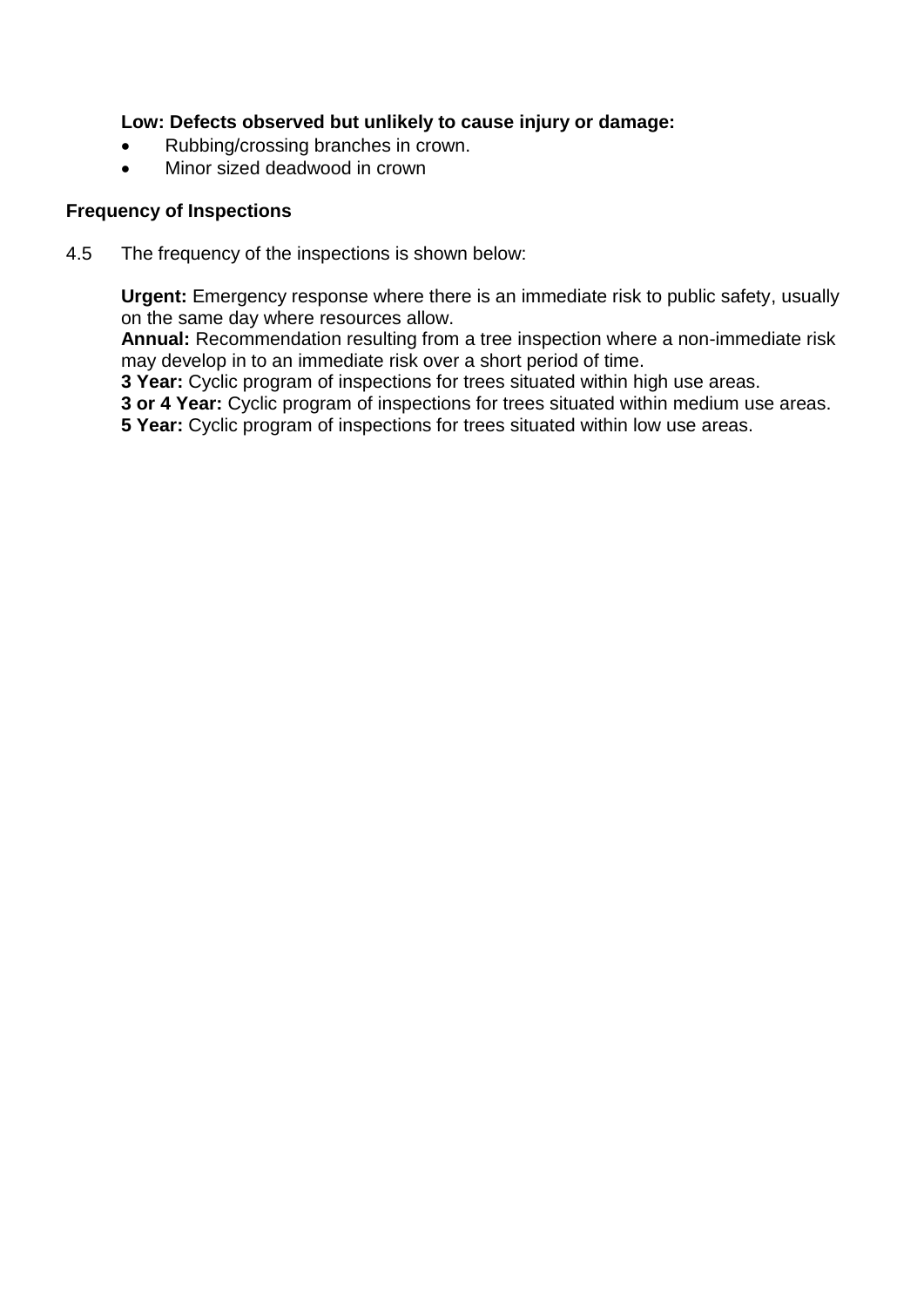**Low: Defects observed but unlikely to cause injury or damage:**

- Rubbing/crossing branches in crown.
- Minor sized deadwood in crown

### Frequency of Inspections

4.5 The frequency of the inspections is shown below:

**Urgent:** Emergency response where there is an immediate risk to public safety, usually on the same day where resources allow.
**Annual:** Recommendation resulting from a tree inspection where a non-immediate risk may develop in to an immediate risk over a short period of time.
**3 Year:** Cyclic program of inspections for trees situated within high use areas.
**3 or 4 Year:** Cyclic program of inspections for trees situated within medium use areas.
**5 Year:** Cyclic program of inspections for trees situated within low use areas.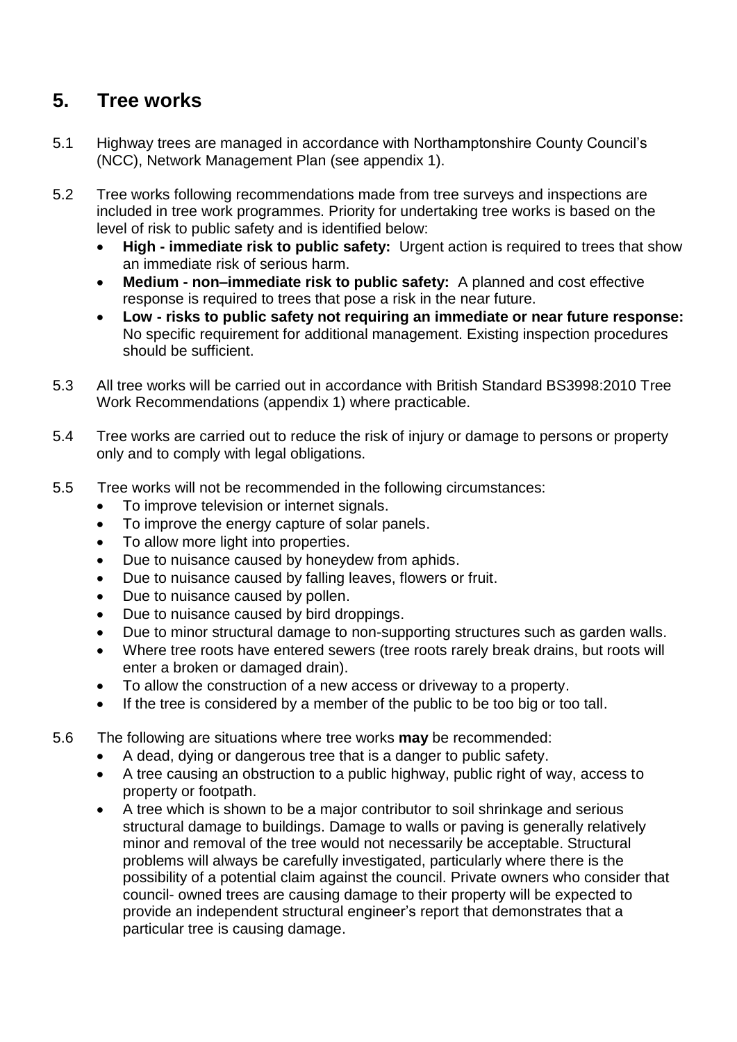## 5. Tree works

5.1 Highway trees are managed in accordance with Northamptonshire County Council's (NCC), Network Management Plan (see appendix 1).

5.2 Tree works following recommendations made from tree surveys and inspections are included in tree work programmes. Priority for undertaking tree works is based on the level of risk to public safety and is identified below:

- **High - immediate risk to public safety:** Urgent action is required to trees that show an immediate risk of serious harm.
- **Medium - non–immediate risk to public safety:** A planned and cost effective response is required to trees that pose a risk in the near future.
- **Low - risks to public safety not requiring an immediate or near future response:** No specific requirement for additional management. Existing inspection procedures should be sufficient.

5.3 All tree works will be carried out in accordance with British Standard BS3998:2010 Tree Work Recommendations (appendix 1) where practicable.

5.4 Tree works are carried out to reduce the risk of injury or damage to persons or property only and to comply with legal obligations.

5.5 Tree works will not be recommended in the following circumstances:

- To improve television or internet signals.
- To improve the energy capture of solar panels.
- To allow more light into properties.
- Due to nuisance caused by honeydew from aphids.
- Due to nuisance caused by falling leaves, flowers or fruit.
- Due to nuisance caused by pollen.
- Due to nuisance caused by bird droppings.
- Due to minor structural damage to non-supporting structures such as garden walls.
- Where tree roots have entered sewers (tree roots rarely break drains, but roots will enter a broken or damaged drain).
- To allow the construction of a new access or driveway to a property.
- If the tree is considered by a member of the public to be too big or too tall.

5.6 The following are situations where tree works **may** be recommended:

- A dead, dying or dangerous tree that is a danger to public safety.
- A tree causing an obstruction to a public highway, public right of way, access to property or footpath.
- A tree which is shown to be a major contributor to soil shrinkage and serious structural damage to buildings. Damage to walls or paving is generally relatively minor and removal of the tree would not necessarily be acceptable. Structural problems will always be carefully investigated, particularly where there is the possibility of a potential claim against the council. Private owners who consider that council- owned trees are causing damage to their property will be expected to provide an independent structural engineer's report that demonstrates that a particular tree is causing damage.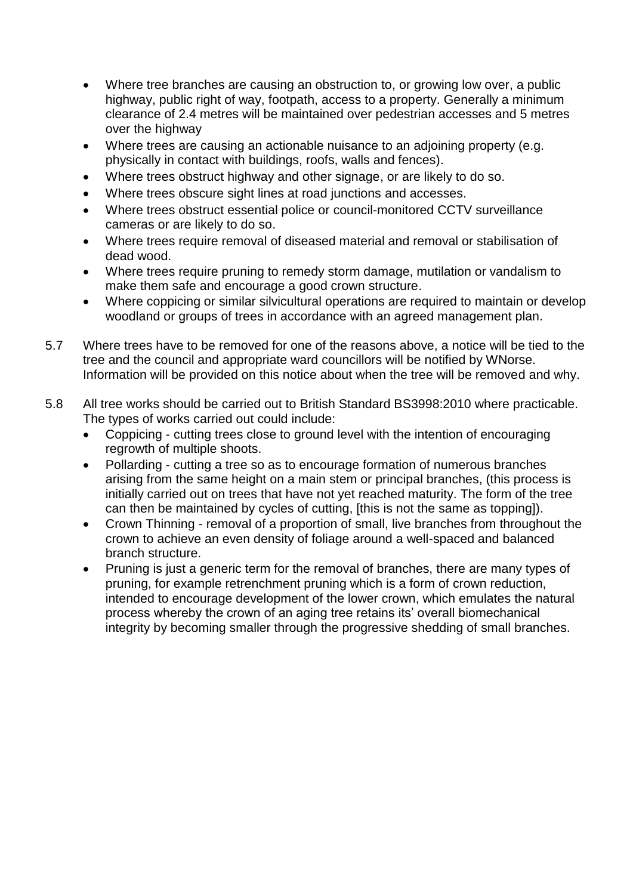- Where tree branches are causing an obstruction to, or growing low over, a public highway, public right of way, footpath, access to a property. Generally a minimum clearance of 2.4 metres will be maintained over pedestrian accesses and 5 metres over the highway
- Where trees are causing an actionable nuisance to an adjoining property (e.g. physically in contact with buildings, roofs, walls and fences).
- Where trees obstruct highway and other signage, or are likely to do so.
- Where trees obscure sight lines at road junctions and accesses.
- Where trees obstruct essential police or council-monitored CCTV surveillance cameras or are likely to do so.
- Where trees require removal of diseased material and removal or stabilisation of dead wood.
- Where trees require pruning to remedy storm damage, mutilation or vandalism to make them safe and encourage a good crown structure.
- Where coppicing or similar silvicultural operations are required to maintain or develop woodland or groups of trees in accordance with an agreed management plan.

5.7 Where trees have to be removed for one of the reasons above, a notice will be tied to the tree and the council and appropriate ward councillors will be notified by WNorse. Information will be provided on this notice about when the tree will be removed and why.

5.8 All tree works should be carried out to British Standard BS3998:2010 where practicable. The types of works carried out could include:

- Coppicing - cutting trees close to ground level with the intention of encouraging regrowth of multiple shoots.
- Pollarding - cutting a tree so as to encourage formation of numerous branches arising from the same height on a main stem or principal branches, (this process is initially carried out on trees that have not yet reached maturity. The form of the tree can then be maintained by cycles of cutting, [this is not the same as topping]).
- Crown Thinning - removal of a proportion of small, live branches from throughout the crown to achieve an even density of foliage around a well-spaced and balanced branch structure.
- Pruning is just a generic term for the removal of branches, there are many types of pruning, for example retrenchment pruning which is a form of crown reduction, intended to encourage development of the lower crown, which emulates the natural process whereby the crown of an aging tree retains its' overall biomechanical integrity by becoming smaller through the progressive shedding of small branches.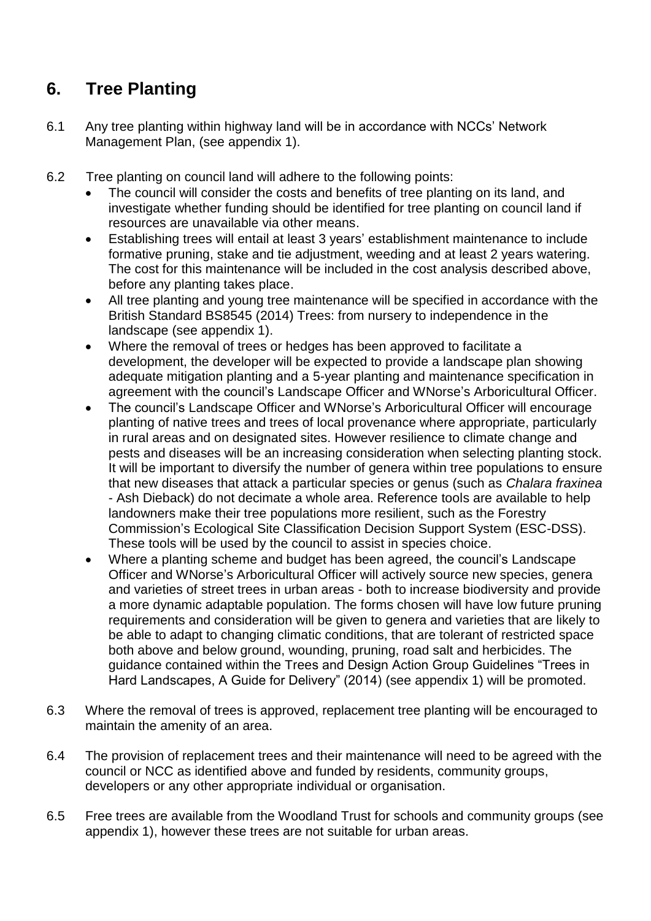## 6. Tree Planting

6.1 Any tree planting within highway land will be in accordance with NCCs' Network Management Plan, (see appendix 1).

6.2 Tree planting on council land will adhere to the following points:

- The council will consider the costs and benefits of tree planting on its land, and investigate whether funding should be identified for tree planting on council land if resources are unavailable via other means.
- Establishing trees will entail at least 3 years' establishment maintenance to include formative pruning, stake and tie adjustment, weeding and at least 2 years watering. The cost for this maintenance will be included in the cost analysis described above, before any planting takes place.
- All tree planting and young tree maintenance will be specified in accordance with the British Standard BS8545 (2014) Trees: from nursery to independence in the landscape (see appendix 1).
- Where the removal of trees or hedges has been approved to facilitate a development, the developer will be expected to provide a landscape plan showing adequate mitigation planting and a 5-year planting and maintenance specification in agreement with the council's Landscape Officer and WNorse's Arboricultural Officer.
- The council's Landscape Officer and WNorse's Arboricultural Officer will encourage planting of native trees and trees of local provenance where appropriate, particularly in rural areas and on designated sites. However resilience to climate change and pests and diseases will be an increasing consideration when selecting planting stock. It will be important to diversify the number of genera within tree populations to ensure that new diseases that attack a particular species or genus (such as *Chalara fraxinea* - Ash Dieback) do not decimate a whole area. Reference tools are available to help landowners make their tree populations more resilient, such as the Forestry Commission's Ecological Site Classification Decision Support System (ESC-DSS). These tools will be used by the council to assist in species choice.
- Where a planting scheme and budget has been agreed, the council's Landscape Officer and WNorse's Arboricultural Officer will actively source new species, genera and varieties of street trees in urban areas - both to increase biodiversity and provide a more dynamic adaptable population. The forms chosen will have low future pruning requirements and consideration will be given to genera and varieties that are likely to be able to adapt to changing climatic conditions, that are tolerant of restricted space both above and below ground, wounding, pruning, road salt and herbicides. The guidance contained within the Trees and Design Action Group Guidelines "Trees in Hard Landscapes, A Guide for Delivery" (2014) (see appendix 1) will be promoted.

6.3 Where the removal of trees is approved, replacement tree planting will be encouraged to maintain the amenity of an area.

6.4 The provision of replacement trees and their maintenance will need to be agreed with the council or NCC as identified above and funded by residents, community groups, developers or any other appropriate individual or organisation.

6.5 Free trees are available from the Woodland Trust for schools and community groups (see appendix 1), however these trees are not suitable for urban areas.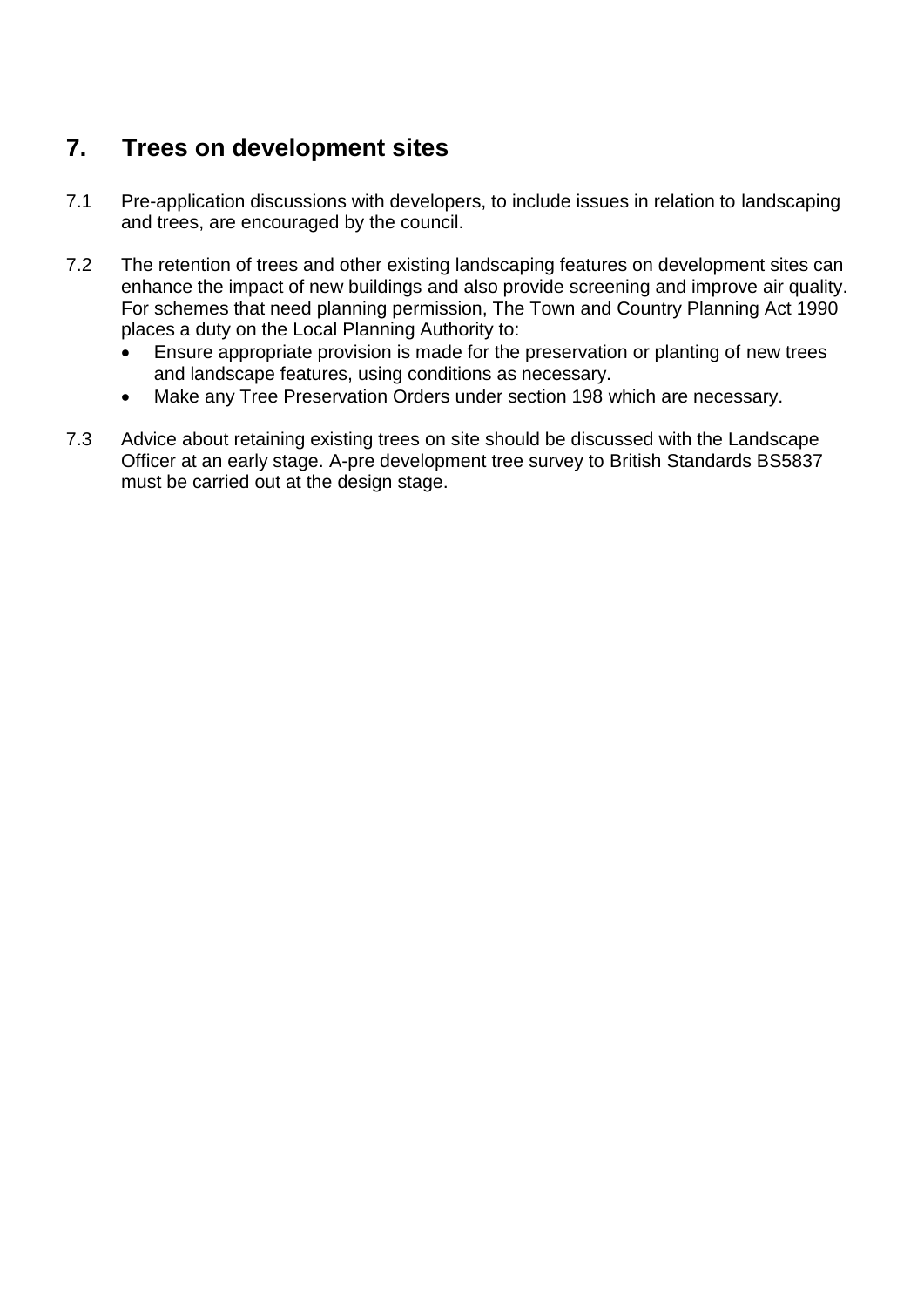## 7. Trees on development sites

7.1 Pre-application discussions with developers, to include issues in relation to landscaping and trees, are encouraged by the council.

7.2 The retention of trees and other existing landscaping features on development sites can enhance the impact of new buildings and also provide screening and improve air quality. For schemes that need planning permission, The Town and Country Planning Act 1990 places a duty on the Local Planning Authority to:

- Ensure appropriate provision is made for the preservation or planting of new trees and landscape features, using conditions as necessary.
- Make any Tree Preservation Orders under section 198 which are necessary.

7.3 Advice about retaining existing trees on site should be discussed with the Landscape Officer at an early stage. A-pre development tree survey to British Standards BS5837 must be carried out at the design stage.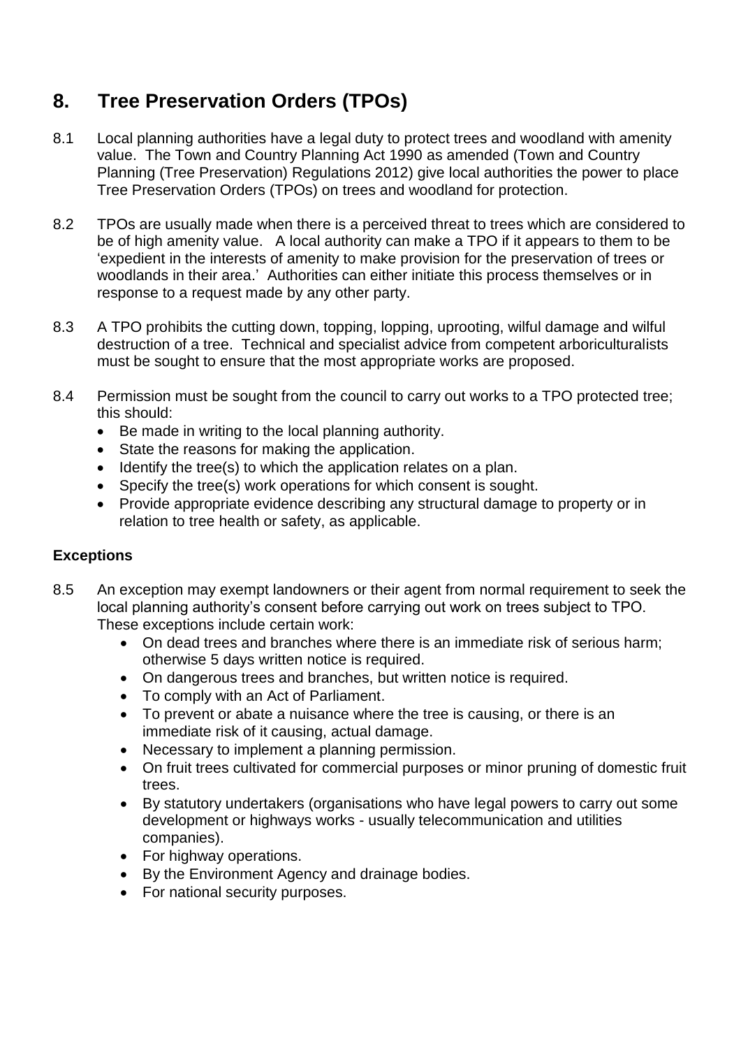## 8. Tree Preservation Orders (TPOs)

8.1 Local planning authorities have a legal duty to protect trees and woodland with amenity value. The Town and Country Planning Act 1990 as amended (Town and Country Planning (Tree Preservation) Regulations 2012) give local authorities the power to place Tree Preservation Orders (TPOs) on trees and woodland for protection.

8.2 TPOs are usually made when there is a perceived threat to trees which are considered to be of high amenity value. A local authority can make a TPO if it appears to them to be 'expedient in the interests of amenity to make provision for the preservation of trees or woodlands in their area.' Authorities can either initiate this process themselves or in response to a request made by any other party.

8.3 A TPO prohibits the cutting down, topping, lopping, uprooting, wilful damage and wilful destruction of a tree. Technical and specialist advice from competent arboriculturalists must be sought to ensure that the most appropriate works are proposed.

8.4 Permission must be sought from the council to carry out works to a TPO protected tree; this should:

- Be made in writing to the local planning authority.
- State the reasons for making the application.
- Identify the tree(s) to which the application relates on a plan.
- Specify the tree(s) work operations for which consent is sought.
- Provide appropriate evidence describing any structural damage to property or in relation to tree health or safety, as applicable.

**Exceptions**

8.5 An exception may exempt landowners or their agent from normal requirement to seek the local planning authority's consent before carrying out work on trees subject to TPO. These exceptions include certain work:

- On dead trees and branches where there is an immediate risk of serious harm; otherwise 5 days written notice is required.
- On dangerous trees and branches, but written notice is required.
- To comply with an Act of Parliament.
- To prevent or abate a nuisance where the tree is causing, or there is an immediate risk of it causing, actual damage.
- Necessary to implement a planning permission.
- On fruit trees cultivated for commercial purposes or minor pruning of domestic fruit trees.
- By statutory undertakers (organisations who have legal powers to carry out some development or highways works - usually telecommunication and utilities companies).
- For highway operations.
- By the Environment Agency and drainage bodies.
- For national security purposes.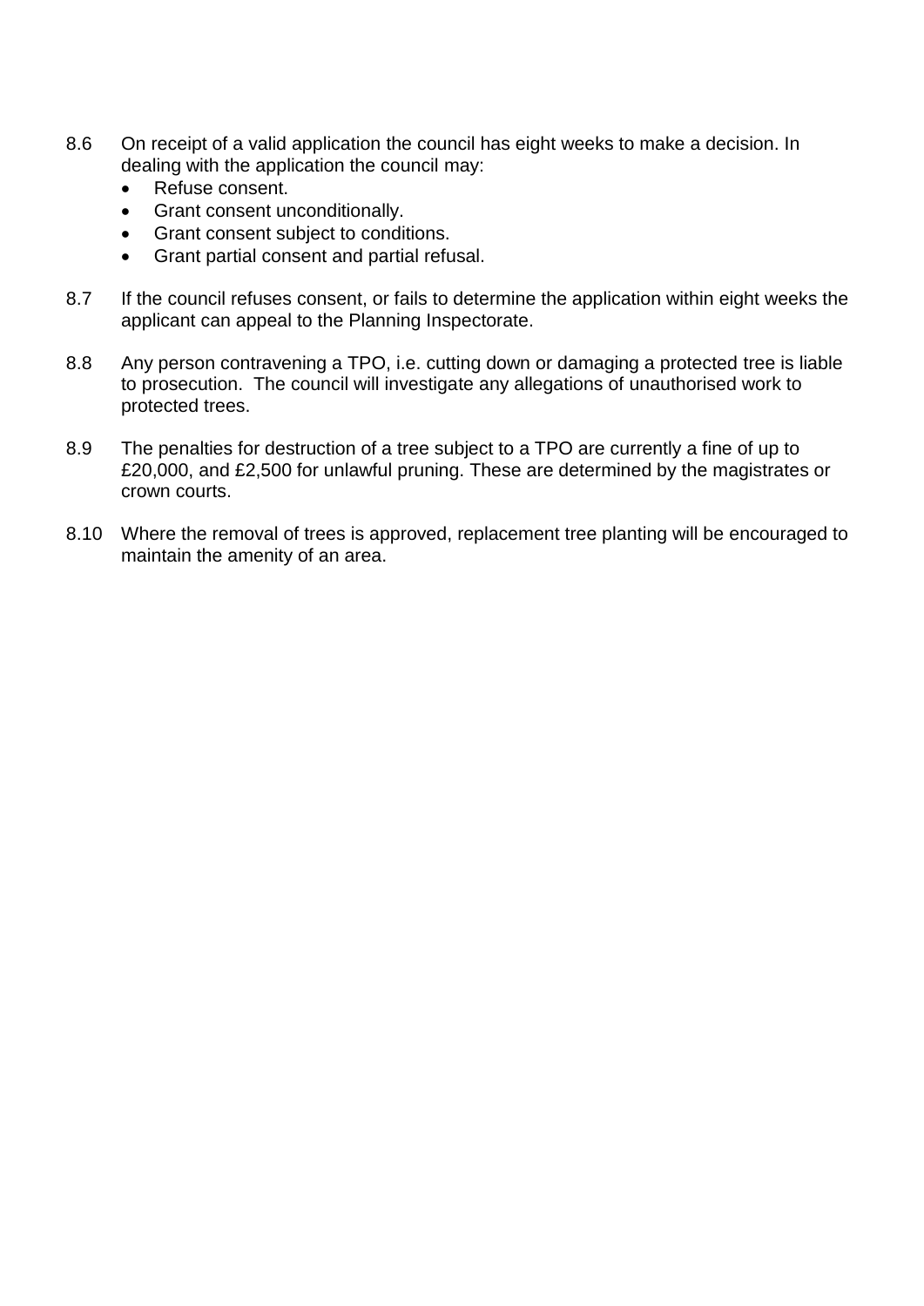8.6 On receipt of a valid application the council has eight weeks to make a decision. In dealing with the application the council may:

- Refuse consent.
- Grant consent unconditionally.
- Grant consent subject to conditions.
- Grant partial consent and partial refusal.

8.7 If the council refuses consent, or fails to determine the application within eight weeks the applicant can appeal to the Planning Inspectorate.

8.8 Any person contravening a TPO, i.e. cutting down or damaging a protected tree is liable to prosecution. The council will investigate any allegations of unauthorised work to protected trees.

8.9 The penalties for destruction of a tree subject to a TPO are currently a fine of up to £20,000, and £2,500 for unlawful pruning. These are determined by the magistrates or crown courts.

8.10 Where the removal of trees is approved, replacement tree planting will be encouraged to maintain the amenity of an area.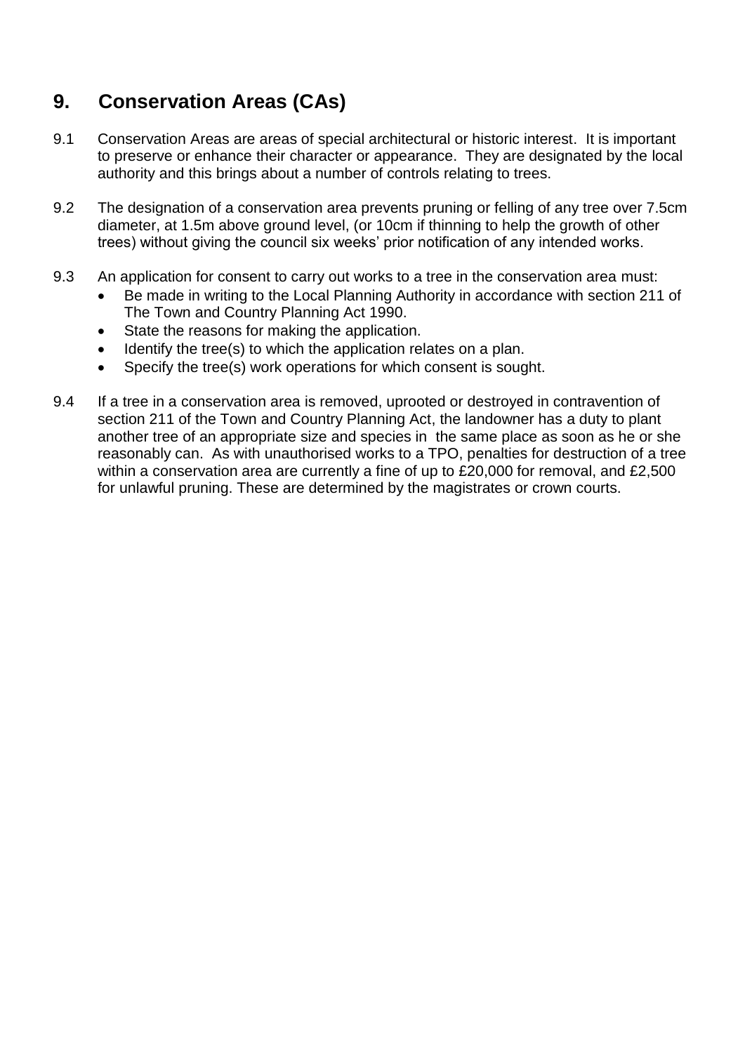## 9. Conservation Areas (CAs)

9.1 Conservation Areas are areas of special architectural or historic interest. It is important to preserve or enhance their character or appearance. They are designated by the local authority and this brings about a number of controls relating to trees.

9.2 The designation of a conservation area prevents pruning or felling of any tree over 7.5cm diameter, at 1.5m above ground level, (or 10cm if thinning to help the growth of other trees) without giving the council six weeks' prior notification of any intended works.

9.3 An application for consent to carry out works to a tree in the conservation area must:

- Be made in writing to the Local Planning Authority in accordance with section 211 of The Town and Country Planning Act 1990.
- State the reasons for making the application.
- Identify the tree(s) to which the application relates on a plan.
- Specify the tree(s) work operations for which consent is sought.

9.4 If a tree in a conservation area is removed, uprooted or destroyed in contravention of section 211 of the Town and Country Planning Act, the landowner has a duty to plant another tree of an appropriate size and species in the same place as soon as he or she reasonably can. As with unauthorised works to a TPO, penalties for destruction of a tree within a conservation area are currently a fine of up to £20,000 for removal, and £2,500 for unlawful pruning. These are determined by the magistrates or crown courts.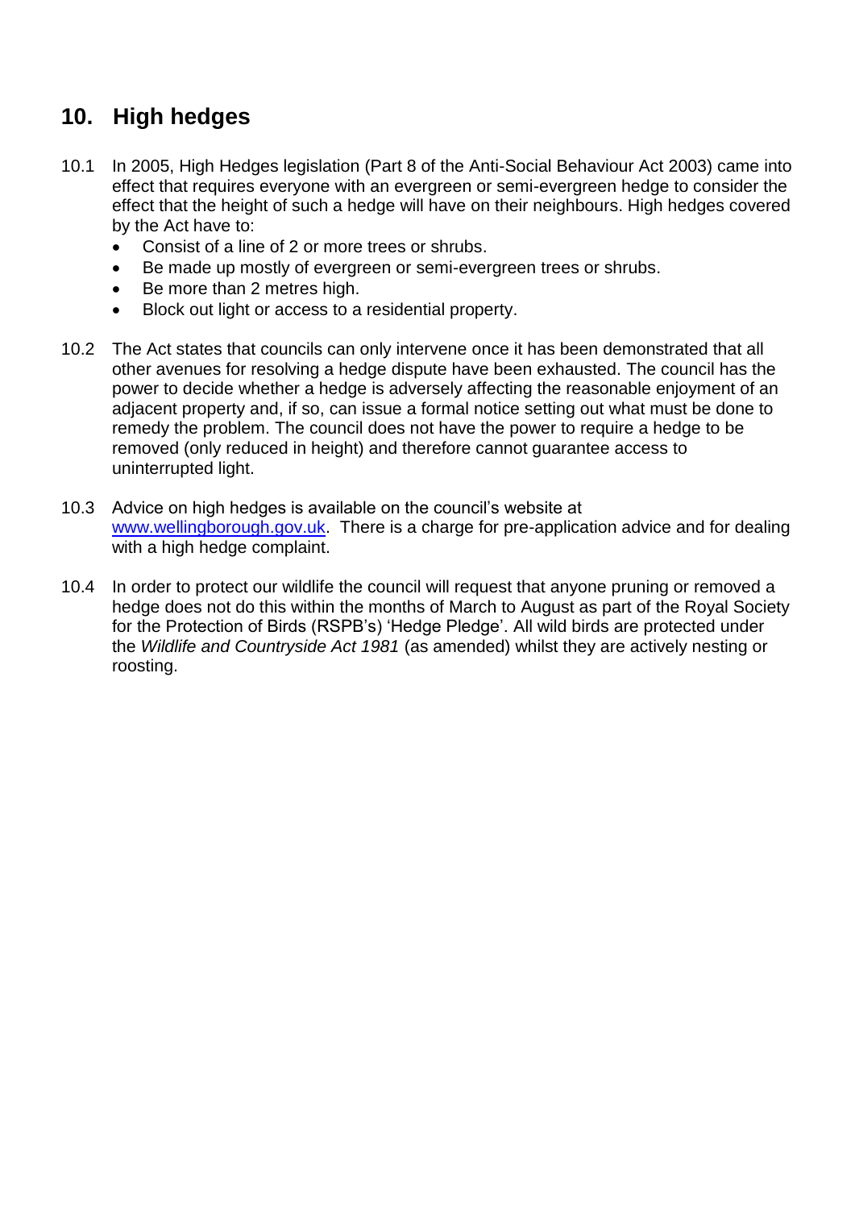## 10. High hedges

10.1 In 2005, High Hedges legislation (Part 8 of the Anti-Social Behaviour Act 2003) came into effect that requires everyone with an evergreen or semi-evergreen hedge to consider the effect that the height of such a hedge will have on their neighbours. High hedges covered by the Act have to:

- Consist of a line of 2 or more trees or shrubs.
- Be made up mostly of evergreen or semi-evergreen trees or shrubs.
- Be more than 2 metres high.
- Block out light or access to a residential property.

10.2 The Act states that councils can only intervene once it has been demonstrated that all other avenues for resolving a hedge dispute have been exhausted. The council has the power to decide whether a hedge is adversely affecting the reasonable enjoyment of an adjacent property and, if so, can issue a formal notice setting out what must be done to remedy the problem. The council does not have the power to require a hedge to be removed (only reduced in height) and therefore cannot guarantee access to uninterrupted light.

10.3 Advice on high hedges is available on the council's website at [www.wellingborough.gov.uk](http://www.wellingborough.gov.uk). There is a charge for pre-application advice and for dealing with a high hedge complaint.

10.4 In order to protect our wildlife the council will request that anyone pruning or removed a hedge does not do this within the months of March to August as part of the Royal Society for the Protection of Birds (RSPB's) 'Hedge Pledge'. All wild birds are protected under the *Wildlife and Countryside Act 1981* (as amended) whilst they are actively nesting or roosting.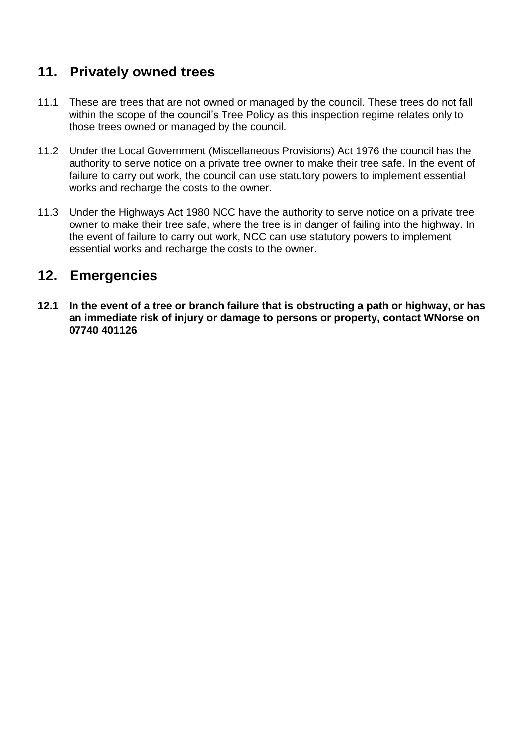## 11. Privately owned trees

11.1 These are trees that are not owned or managed by the council. These trees do not fall within the scope of the council's Tree Policy as this inspection regime relates only to those trees owned or managed by the council.

11.2 Under the Local Government (Miscellaneous Provisions) Act 1976 the council has the authority to serve notice on a private tree owner to make their tree safe. In the event of failure to carry out work, the council can use statutory powers to implement essential works and recharge the costs to the owner.

11.3 Under the Highways Act 1980 NCC have the authority to serve notice on a private tree owner to make their tree safe, where the tree is in danger of failing into the highway. In the event of failure to carry out work, NCC can use statutory powers to implement essential works and recharge the costs to the owner.

## 12. Emergencies

**12.1 In the event of a tree or branch failure that is obstructing a path or highway, or has an immediate risk of injury or damage to persons or property, contact WNorse on 07740 401126**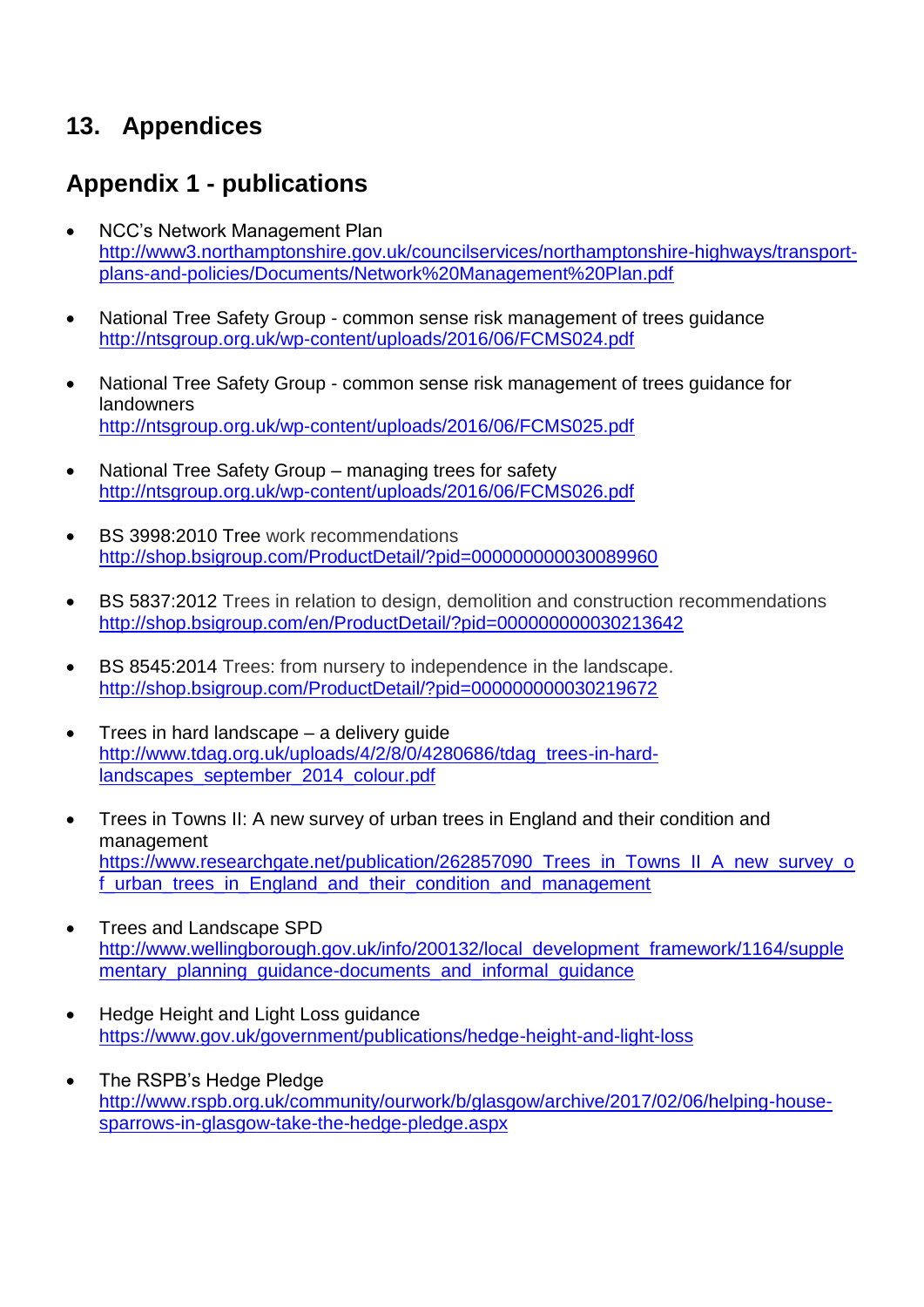# 13. Appendices

## Appendix 1 - publications

- NCC's Network Management Plan
  http://www3.northamptonshire.gov.uk/councilservices/northamptonshire-highways/transport-plans-and-policies/Documents/Network%20Management%20Plan.pdf

- National Tree Safety Group - common sense risk management of trees guidance
  http://ntsgroup.org.uk/wp-content/uploads/2016/06/FCMS024.pdf

- National Tree Safety Group - common sense risk management of trees guidance for landowners
  http://ntsgroup.org.uk/wp-content/uploads/2016/06/FCMS025.pdf

- National Tree Safety Group – managing trees for safety
  http://ntsgroup.org.uk/wp-content/uploads/2016/06/FCMS026.pdf

- BS 3998:2010 Tree work recommendations
  http://shop.bsigroup.com/ProductDetail/?pid=000000000030089960

- BS 5837:2012 Trees in relation to design, demolition and construction recommendations
  http://shop.bsigroup.com/en/ProductDetail/?pid=000000000030213642

- BS 8545:2014 Trees: from nursery to independence in the landscape.
  http://shop.bsigroup.com/ProductDetail/?pid=000000000030219672

- Trees in hard landscape – a delivery guide
  http://www.tdag.org.uk/uploads/4/2/8/0/4280686/tdag_trees-in-hard-landscapes_september_2014_colour.pdf

- Trees in Towns II: A new survey of urban trees in England and their condition and management
  https://www.researchgate.net/publication/262857090_Trees_in_Towns_II_A_new_survey_of_urban_trees_in_England_and_their_condition_and_management

- Trees and Landscape SPD
  http://www.wellingborough.gov.uk/info/200132/local_development_framework/1164/supplementary_planning_guidance-documents_and_informal_guidance

- Hedge Height and Light Loss guidance
  https://www.gov.uk/government/publications/hedge-height-and-light-loss

- The RSPB's Hedge Pledge
  http://www.rspb.org.uk/community/ourwork/b/glasgow/archive/2017/02/06/helping-house-sparrows-in-glasgow-take-the-hedge-pledge.aspx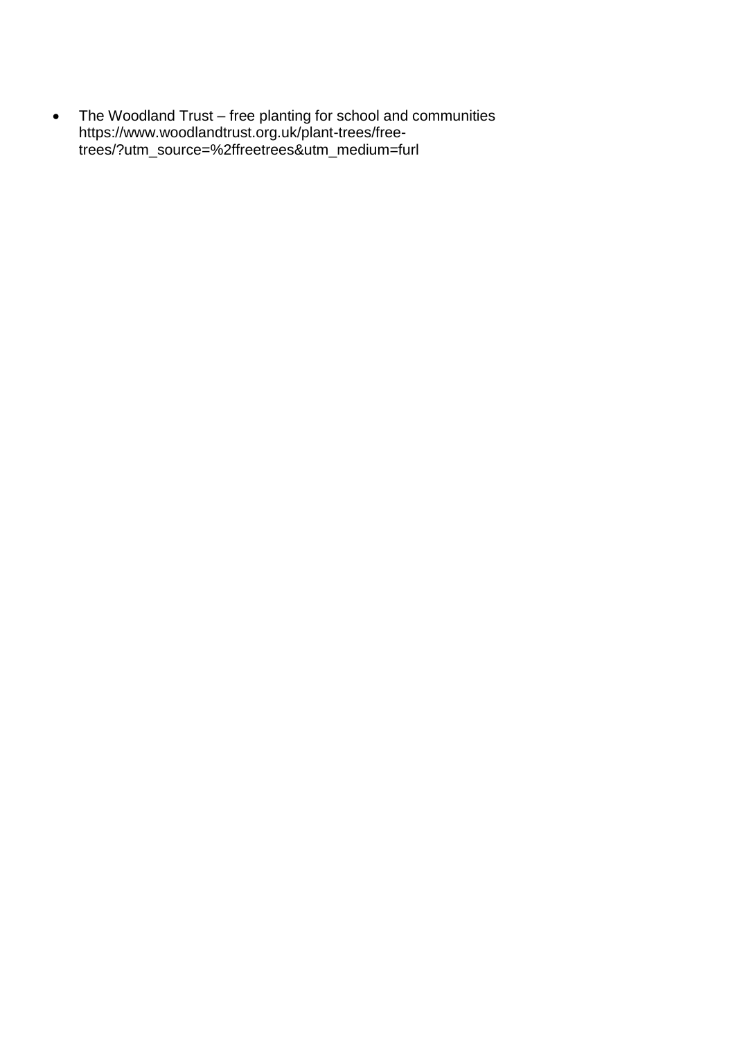- The Woodland Trust – free planting for school and communities https://www.woodlandtrust.org.uk/plant-trees/free-trees/?utm_source=%2ffreetrees&utm_medium=furl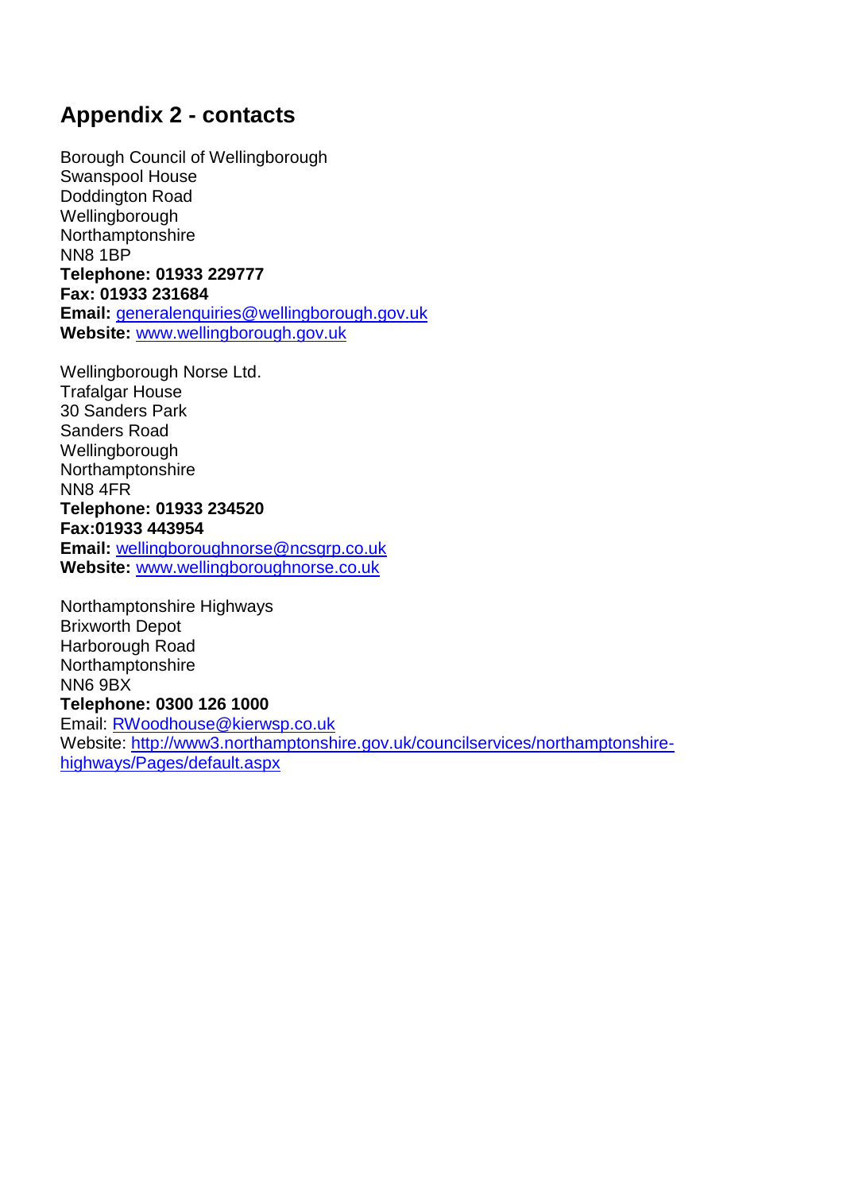## Appendix 2 - contacts

Borough Council of Wellingborough
Swanspool House
Doddington Road
Wellingborough
Northamptonshire
NN8 1BP
**Telephone: 01933 229777**
**Fax: 01933 231684**
**Email:** generalenquiries@wellingborough.gov.uk
**Website:** www.wellingborough.gov.uk

Wellingborough Norse Ltd.
Trafalgar House
30 Sanders Park
Sanders Road
Wellingborough
Northamptonshire
NN8 4FR
**Telephone: 01933 234520**
**Fax:01933 443954**
**Email:** wellingboroughnorse@ncsgrp.co.uk
**Website:** www.wellingboroughnorse.co.uk

Northamptonshire Highways
Brixworth Depot
Harborough Road
Northamptonshire
NN6 9BX
**Telephone: 0300 126 1000**
Email: RWoodhouse@kierwsp.co.uk
Website: http://www3.northamptonshire.gov.uk/councilservices/northamptonshire-highways/Pages/default.aspx